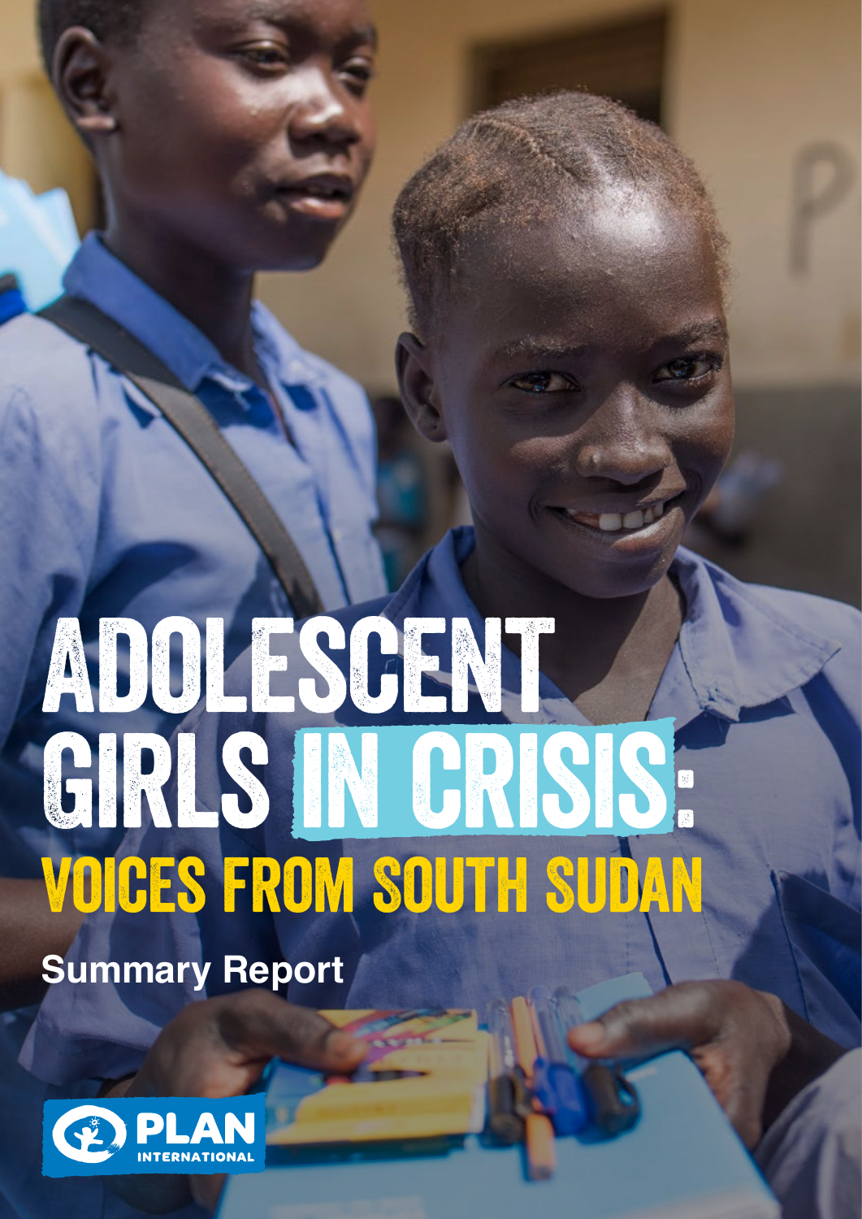# ADOLESCENT GIRLS IN CRISIS: VOICES FROM SOUTH SUDAN

**Summary Report**

PLAN INTERNATIONAL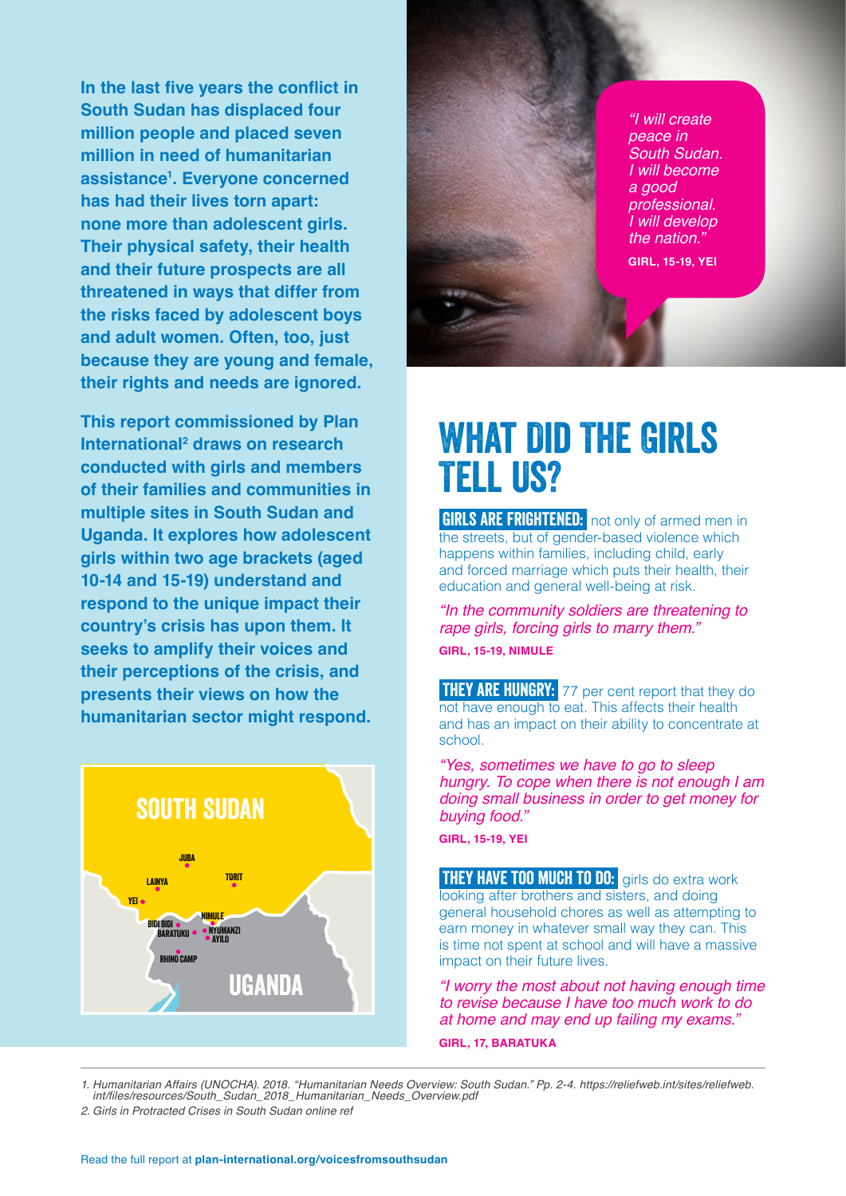**In the last five years the conflict in South Sudan has displaced four million people and placed seven million in need of humanitarian assistance[1]. Everyone concerned has had their lives torn apart: none more than adolescent girls. Their physical safety, their health and their future prospects are all threatened in ways that differ from the risks faced by adolescent boys and adult women. Often, too, just because they are young and female, their rights and needs are ignored.**

**This report commissioned by Plan International[2] draws on research conducted with girls and members of their families and communities in multiple sites in South Sudan and Uganda. It explores how adolescent girls within two age brackets (aged 10-14 and 15-19) understand and respond to the unique impact their country's crisis has upon them. It seeks to amplify their voices and their perceptions of the crisis, and presents their views on how the humanitarian sector might respond.**

SOUTH SUDAN

JUBA, LAINYA, TORIT, YEI, BIDI BIDI, BARATUKU, NIMULE, NYUMANZI, AYILO, RHINO CAMP

UGANDA

*"I will create peace in South Sudan. I will become a good professional. I will develop the nation."*

**GIRL, 15-19, YEI**

# WHAT DID THE GIRLS TELL US?

**GIRLS ARE FRIGHTENED:** not only of armed men in the streets, but of gender-based violence which happens within families, including child, early and forced marriage which puts their health, their education and general well-being at risk.

*"In the community soldiers are threatening to rape girls, forcing girls to marry them."*

**GIRL, 15-19, NIMULE**

**THEY ARE HUNGRY:** 77 per cent report that they do not have enough to eat. This affects their health and has an impact on their ability to concentrate at school.

*"Yes, sometimes we have to go to sleep hungry. To cope when there is not enough I am doing small business in order to get money for buying food."*

**GIRL, 15-19, YEI**

**THEY HAVE TOO MUCH TO DO:** girls do extra work looking after brothers and sisters, and doing general household chores as well as attempting to earn money in whatever small way they can. This is time not spent at school and will have a massive impact on their future lives.

*"I worry the most about not having enough time to revise because I have too much work to do at home and may end up failing my exams."*

**GIRL, 17, BARATUKA**

---

1. Humanitarian Affairs (UNOCHA). 2018. "Humanitarian Needs Overview: South Sudan." Pp. 2-4. https://reliefweb.int/sites/reliefweb.int/files/resources/South_Sudan_2018_Humanitarian_Needs_Overview.pdf
2. Girls in Protracted Crises in South Sudan online ref

Read the full report at **plan-international.org/voicesfromsouthsudan**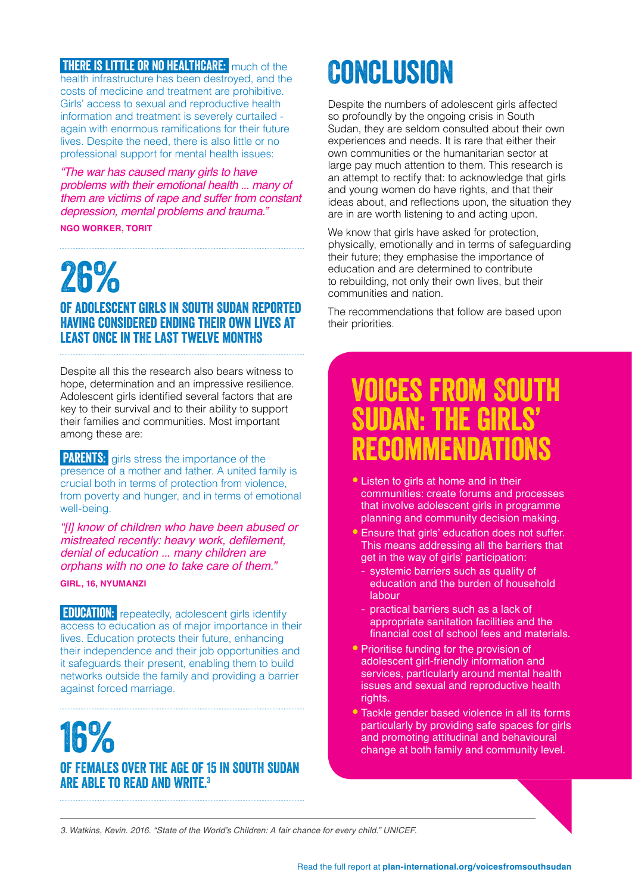**THERE IS LITTLE OR NO HEALTHCARE:** much of the health infrastructure has been destroyed, and the costs of medicine and treatment are prohibitive. Girls' access to sexual and reproductive health information and treatment is severely curtailed - again with enormous ramifications for their future lives. Despite the need, there is also little or no professional support for mental health issues:

*"The war has caused many girls to have problems with their emotional health ... many of them are victims of rape and suffer from constant depression, mental problems and trauma."*

**NGO WORKER, TORIT**

## 26%

**OF ADOLESCENT GIRLS IN SOUTH SUDAN REPORTED HAVING CONSIDERED ENDING THEIR OWN LIVES AT LEAST ONCE IN THE LAST TWELVE MONTHS**

Despite all this the research also bears witness to hope, determination and an impressive resilience. Adolescent girls identified several factors that are key to their survival and to their ability to support their families and communities. Most important among these are:

**PARENTS:** girls stress the importance of the presence of a mother and father. A united family is crucial both in terms of protection from violence, from poverty and hunger, and in terms of emotional well-being.

*"[I] know of children who have been abused or mistreated recently: heavy work, defilement, denial of education ... many children are orphans with no one to take care of them."*

**GIRL, 16, NYUMANZI**

**EDUCATION:** repeatedly, adolescent girls identify access to education as of major importance in their lives. Education protects their future, enhancing their independence and their job opportunities and it safeguards their present, enabling them to build networks outside the family and providing a barrier against forced marriage.

## 16%

**OF FEMALES OVER THE AGE OF 15 IN SOUTH SUDAN ARE ABLE TO READ AND WRITE.[3]**

# CONCLUSION

Despite the numbers of adolescent girls affected so profoundly by the ongoing crisis in South Sudan, they are seldom consulted about their own experiences and needs. It is rare that either their own communities or the humanitarian sector at large pay much attention to them. This research is an attempt to rectify that: to acknowledge that girls and young women do have rights, and that their ideas about, and reflections upon, the situation they are in are worth listening to and acting upon.

We know that girls have asked for protection, physically, emotionally and in terms of safeguarding their future; they emphasise the importance of education and are determined to contribute to rebuilding, not only their own lives, but their communities and nation.

The recommendations that follow are based upon their priorities.

## VOICES FROM SOUTH SUDAN: THE GIRLS' RECOMMENDATIONS

- Listen to girls at home and in their communities: create forums and processes that involve adolescent girls in programme planning and community decision making.
- Ensure that girls' education does not suffer. This means addressing all the barriers that get in the way of girls' participation:
  - systemic barriers such as quality of education and the burden of household labour
  - practical barriers such as a lack of appropriate sanitation facilities and the financial cost of school fees and materials.
- Prioritise funding for the provision of adolescent girl-friendly information and services, particularly around mental health issues and sexual and reproductive health rights.
- Tackle gender based violence in all its forms particularly by providing safe spaces for girls and promoting attitudinal and behavioural change at both family and community level.

3. Watkins, Kevin. 2016. "State of the World's Children: A fair chance for every child." UNICEF.

Read the full report at **plan-international.org/voicesfromsouthsudan**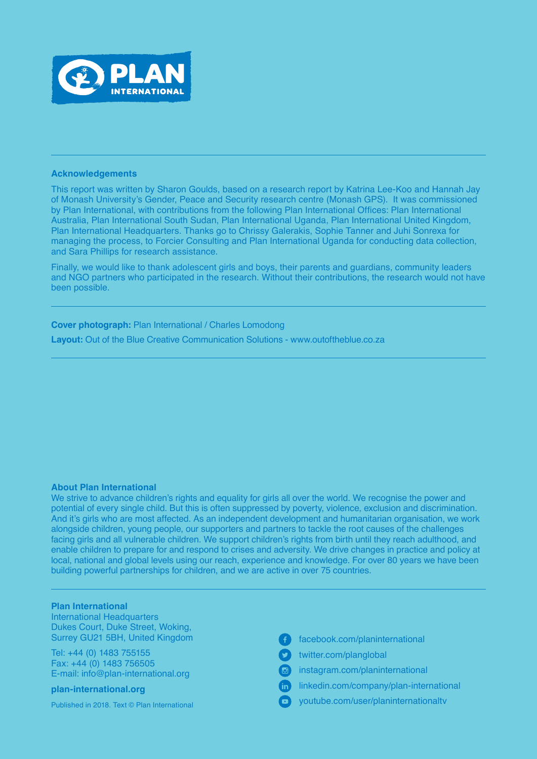**Acknowledgements**

This report was written by Sharon Goulds, based on a research report by Katrina Lee-Koo and Hannah Jay of Monash University's Gender, Peace and Security research centre (Monash GPS). It was commissioned by Plan International, with contributions from the following Plan International Offices: Plan International Australia, Plan International South Sudan, Plan International Uganda, Plan International United Kingdom, Plan International Headquarters. Thanks go to Chrissy Galerakis, Sophie Tanner and Juhi Sonrexa for managing the process, to Forcier Consulting and Plan International Uganda for conducting data collection, and Sara Phillips for research assistance.

Finally, we would like to thank adolescent girls and boys, their parents and guardians, community leaders and NGO partners who participated in the research. Without their contributions, the research would not have been possible.

**Cover photograph:** Plan International / Charles Lomodong

**Layout:** Out of the Blue Creative Communication Solutions - www.outoftheblue.co.za

**About Plan International**

We strive to advance children's rights and equality for girls all over the world. We recognise the power and potential of every single child. But this is often suppressed by poverty, violence, exclusion and discrimination. And it's girls who are most affected. As an independent development and humanitarian organisation, we work alongside children, young people, our supporters and partners to tackle the root causes of the challenges facing girls and all vulnerable children. We support children's rights from birth until they reach adulthood, and enable children to prepare for and respond to crises and adversity. We drive changes in practice and policy at local, national and global levels using our reach, experience and knowledge. For over 80 years we have been building powerful partnerships for children, and we are active in over 75 countries.

**Plan International**
International Headquarters
Dukes Court, Duke Street, Woking,
Surrey GU21 5BH, United Kingdom

Tel: +44 (0) 1483 755155
Fax: +44 (0) 1483 756505
E-mail: info@plan-international.org

**plan-international.org**

Published in 2018. Text © Plan International

facebook.com/planinternational
twitter.com/planglobal
instagram.com/planinternational
linkedin.com/company/plan-international
youtube.com/user/planinternationaltv